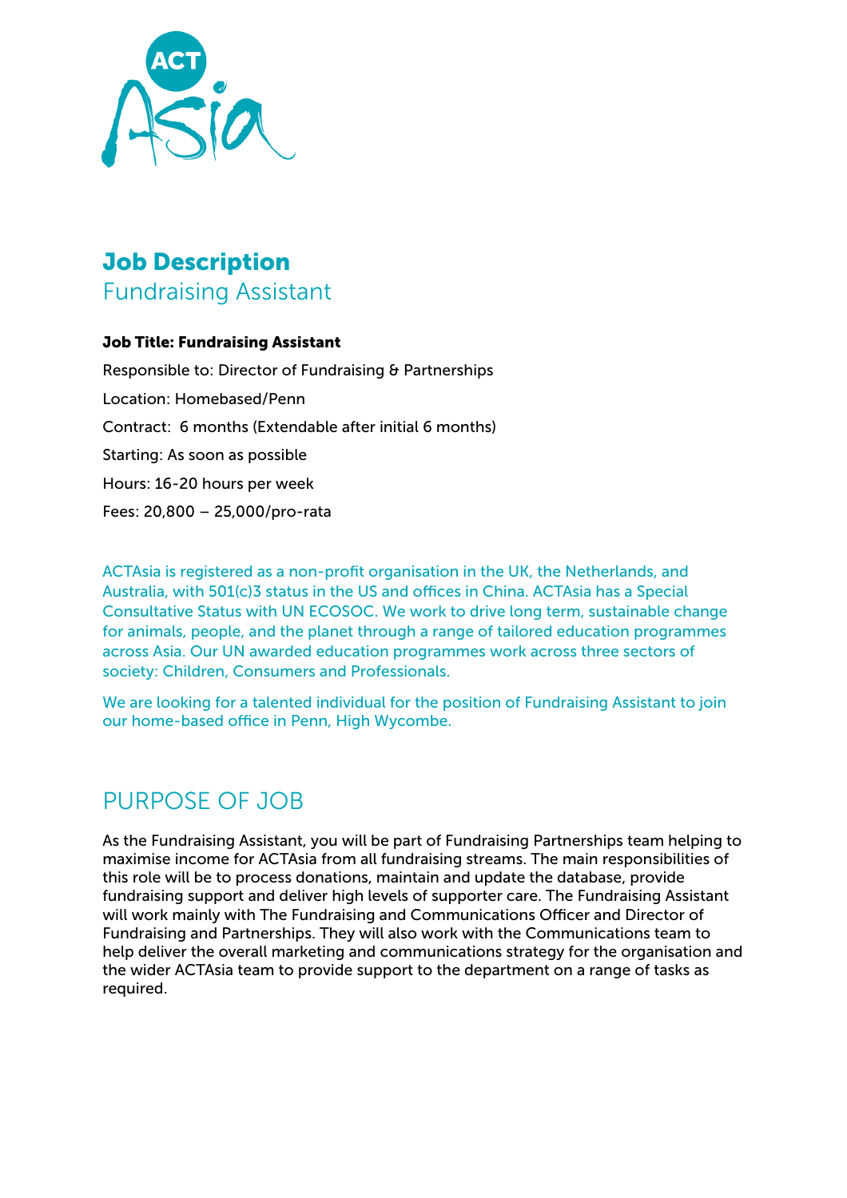# Job Description

## Fundraising Assistant

**Job Title: Fundraising Assistant**

Responsible to: Director of Fundraising & Partnerships

Location: Homebased/Penn

Contract: 6 months (Extendable after initial 6 months)

Starting: As soon as possible

Hours: 16-20 hours per week

Fees: 20,800 – 25,000/pro-rata

ACTAsia is registered as a non-profit organisation in the UK, the Netherlands, and Australia, with 501(c)3 status in the US and offices in China. ACTAsia has a Special Consultative Status with UN ECOSOC. We work to drive long term, sustainable change for animals, people, and the planet through a range of tailored education programmes across Asia. Our UN awarded education programmes work across three sectors of society: Children, Consumers and Professionals.

We are looking for a talented individual for the position of Fundraising Assistant to join our home-based office in Penn, High Wycombe.

## PURPOSE OF JOB

As the Fundraising Assistant, you will be part of Fundraising Partnerships team helping to maximise income for ACTAsia from all fundraising streams. The main responsibilities of this role will be to process donations, maintain and update the database, provide fundraising support and deliver high levels of supporter care. The Fundraising Assistant will work mainly with The Fundraising and Communications Officer and Director of Fundraising and Partnerships. They will also work with the Communications team to help deliver the overall marketing and communications strategy for the organisation and the wider ACTAsia team to provide support to the department on a range of tasks as required.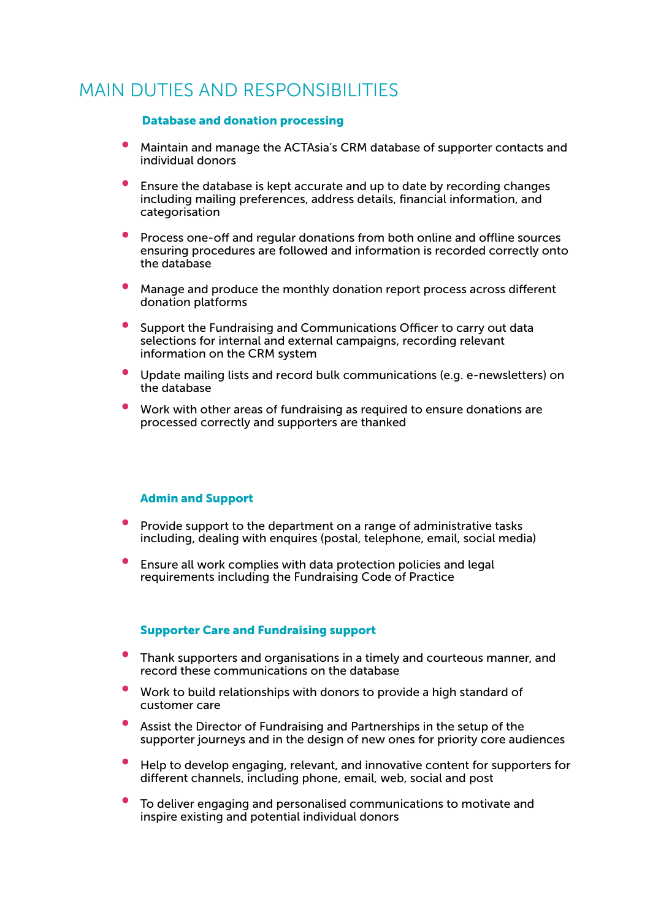# MAIN DUTIES AND RESPONSIBILITIES

### Database and donation processing

- Maintain and manage the ACTAsia's CRM database of supporter contacts and individual donors
- Ensure the database is kept accurate and up to date by recording changes including mailing preferences, address details, financial information, and categorisation
- Process one-off and regular donations from both online and offline sources ensuring procedures are followed and information is recorded correctly onto the database
- Manage and produce the monthly donation report process across different donation platforms
- Support the Fundraising and Communications Officer to carry out data selections for internal and external campaigns, recording relevant information on the CRM system
- Update mailing lists and record bulk communications (e.g. e-newsletters) on the database
- Work with other areas of fundraising as required to ensure donations are processed correctly and supporters are thanked

### Admin and Support

- Provide support to the department on a range of administrative tasks including, dealing with enquires (postal, telephone, email, social media)
- Ensure all work complies with data protection policies and legal requirements including the Fundraising Code of Practice

### Supporter Care and Fundraising support

- Thank supporters and organisations in a timely and courteous manner, and record these communications on the database
- Work to build relationships with donors to provide a high standard of customer care
- Assist the Director of Fundraising and Partnerships in the setup of the supporter journeys and in the design of new ones for priority core audiences
- Help to develop engaging, relevant, and innovative content for supporters for different channels, including phone, email, web, social and post
- To deliver engaging and personalised communications to motivate and inspire existing and potential individual donors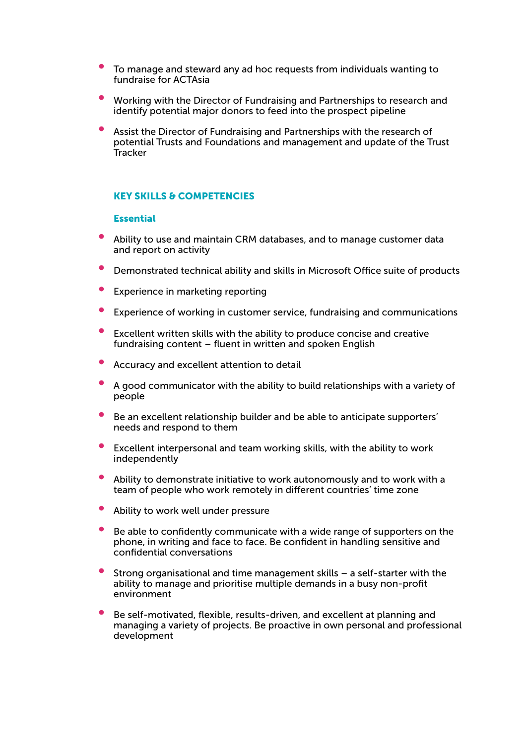- To manage and steward any ad hoc requests from individuals wanting to fundraise for ACTAsia
- Working with the Director of Fundraising and Partnerships to research and identify potential major donors to feed into the prospect pipeline
- Assist the Director of Fundraising and Partnerships with the research of potential Trusts and Foundations and management and update of the Trust Tracker

## KEY SKILLS & COMPETENCIES

### Essential

- Ability to use and maintain CRM databases, and to manage customer data and report on activity
- Demonstrated technical ability and skills in Microsoft Office suite of products
- Experience in marketing reporting
- Experience of working in customer service, fundraising and communications
- Excellent written skills with the ability to produce concise and creative fundraising content – fluent in written and spoken English
- Accuracy and excellent attention to detail
- A good communicator with the ability to build relationships with a variety of people
- Be an excellent relationship builder and be able to anticipate supporters' needs and respond to them
- Excellent interpersonal and team working skills, with the ability to work independently
- Ability to demonstrate initiative to work autonomously and to work with a team of people who work remotely in different countries' time zone
- Ability to work well under pressure
- Be able to confidently communicate with a wide range of supporters on the phone, in writing and face to face. Be confident in handling sensitive and confidential conversations
- Strong organisational and time management skills – a self-starter with the ability to manage and prioritise multiple demands in a busy non-profit environment
- Be self-motivated, flexible, results-driven, and excellent at planning and managing a variety of projects. Be proactive in own personal and professional development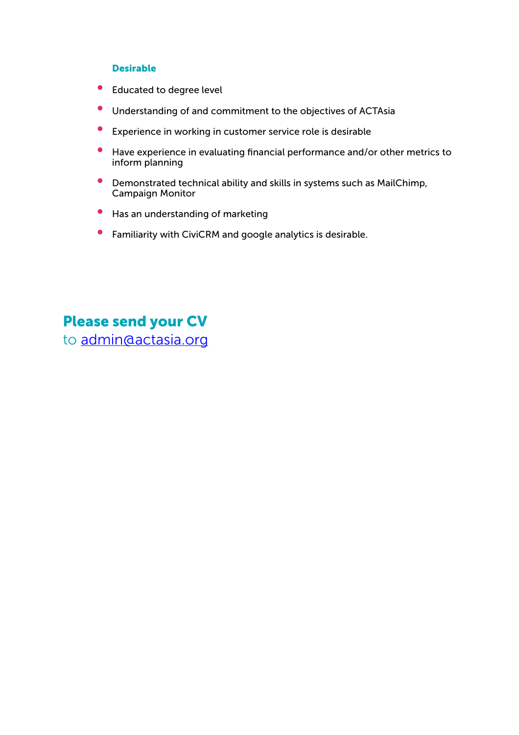### Desirable

- Educated to degree level
- Understanding of and commitment to the objectives of ACTAsia
- Experience in working in customer service role is desirable
- Have experience in evaluating financial performance and/or other metrics to inform planning
- Demonstrated technical ability and skills in systems such as MailChimp, Campaign Monitor
- Has an understanding of marketing
- Familiarity with CiviCRM and google analytics is desirable.

## Please send your CV

to admin@actasia.org